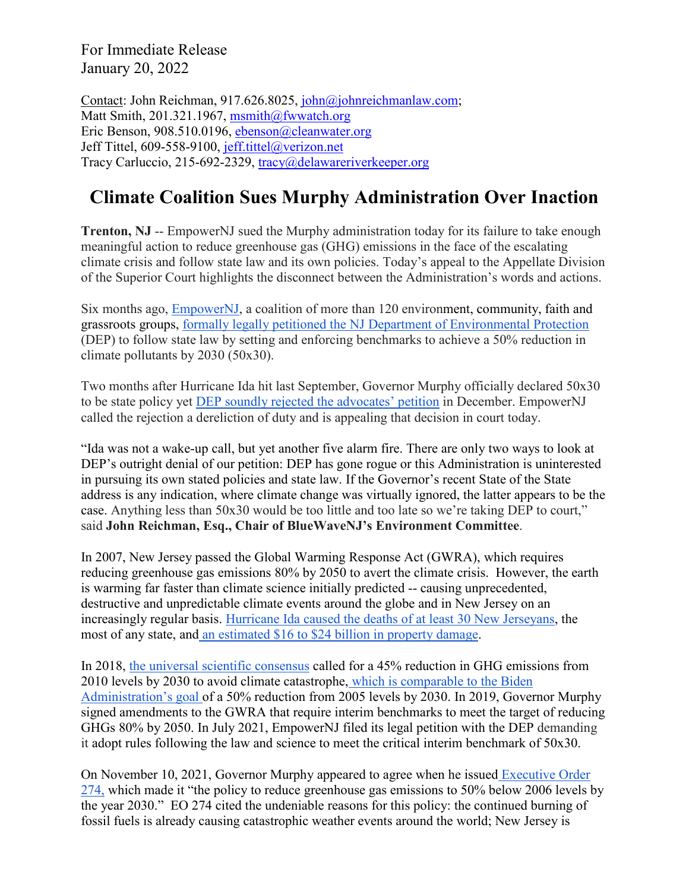For Immediate Release
January 20, 2022

Contact: John Reichman, 917.626.8025, john@johnreichmanlaw.com;
Matt Smith, 201.321.1967, msmith@fwwatch.org
Eric Benson, 908.510.0196, ebenson@cleanwater.org
Jeff Tittel, 609-558-9100, jeff.tittel@verizon.net
Tracy Carluccio, 215-692-2329, tracy@delawareriverkeeper.org

# Climate Coalition Sues Murphy Administration Over Inaction

**Trenton, NJ** -- EmpowerNJ sued the Murphy administration today for its failure to take enough meaningful action to reduce greenhouse gas (GHG) emissions in the face of the escalating climate crisis and follow state law and its own policies. Today's appeal to the Appellate Division of the Superior Court highlights the disconnect between the Administration's words and actions.

Six months ago, EmpowerNJ, a coalition of more than 120 environment, community, faith and grassroots groups, formally legally petitioned the NJ Department of Environmental Protection (DEP) to follow state law by setting and enforcing benchmarks to achieve a 50% reduction in climate pollutants by 2030 (50x30).

Two months after Hurricane Ida hit last September, Governor Murphy officially declared 50x30 to be state policy yet DEP soundly rejected the advocates' petition in December. EmpowerNJ called the rejection a dereliction of duty and is appealing that decision in court today.

"Ida was not a wake-up call, but yet another five alarm fire. There are only two ways to look at DEP's outright denial of our petition: DEP has gone rogue or this Administration is uninterested in pursuing its own stated policies and state law. If the Governor's recent State of the State address is any indication, where climate change was virtually ignored, the latter appears to be the case. Anything less than 50x30 would be too little and too late so we're taking DEP to court," said **John Reichman, Esq., Chair of BlueWaveNJ's Environment Committee**.

In 2007, New Jersey passed the Global Warming Response Act (GWRA), which requires reducing greenhouse gas emissions 80% by 2050 to avert the climate crisis. However, the earth is warming far faster than climate science initially predicted -- causing unprecedented, destructive and unpredictable climate events around the globe and in New Jersey on an increasingly regular basis. Hurricane Ida caused the deaths of at least 30 New Jerseyans, the most of any state, and an estimated $16 to $24 billion in property damage.

In 2018, the universal scientific consensus called for a 45% reduction in GHG emissions from 2010 levels by 2030 to avoid climate catastrophe, which is comparable to the Biden Administration's goal of a 50% reduction from 2005 levels by 2030. In 2019, Governor Murphy signed amendments to the GWRA that require interim benchmarks to meet the target of reducing GHGs 80% by 2050. In July 2021, EmpowerNJ filed its legal petition with the DEP demanding it adopt rules following the law and science to meet the critical interim benchmark of 50x30.

On November 10, 2021, Governor Murphy appeared to agree when he issued Executive Order 274, which made it "the policy to reduce greenhouse gas emissions to 50% below 2006 levels by the year 2030." EO 274 cited the undeniable reasons for this policy: the continued burning of fossil fuels is already causing catastrophic weather events around the world; New Jersey is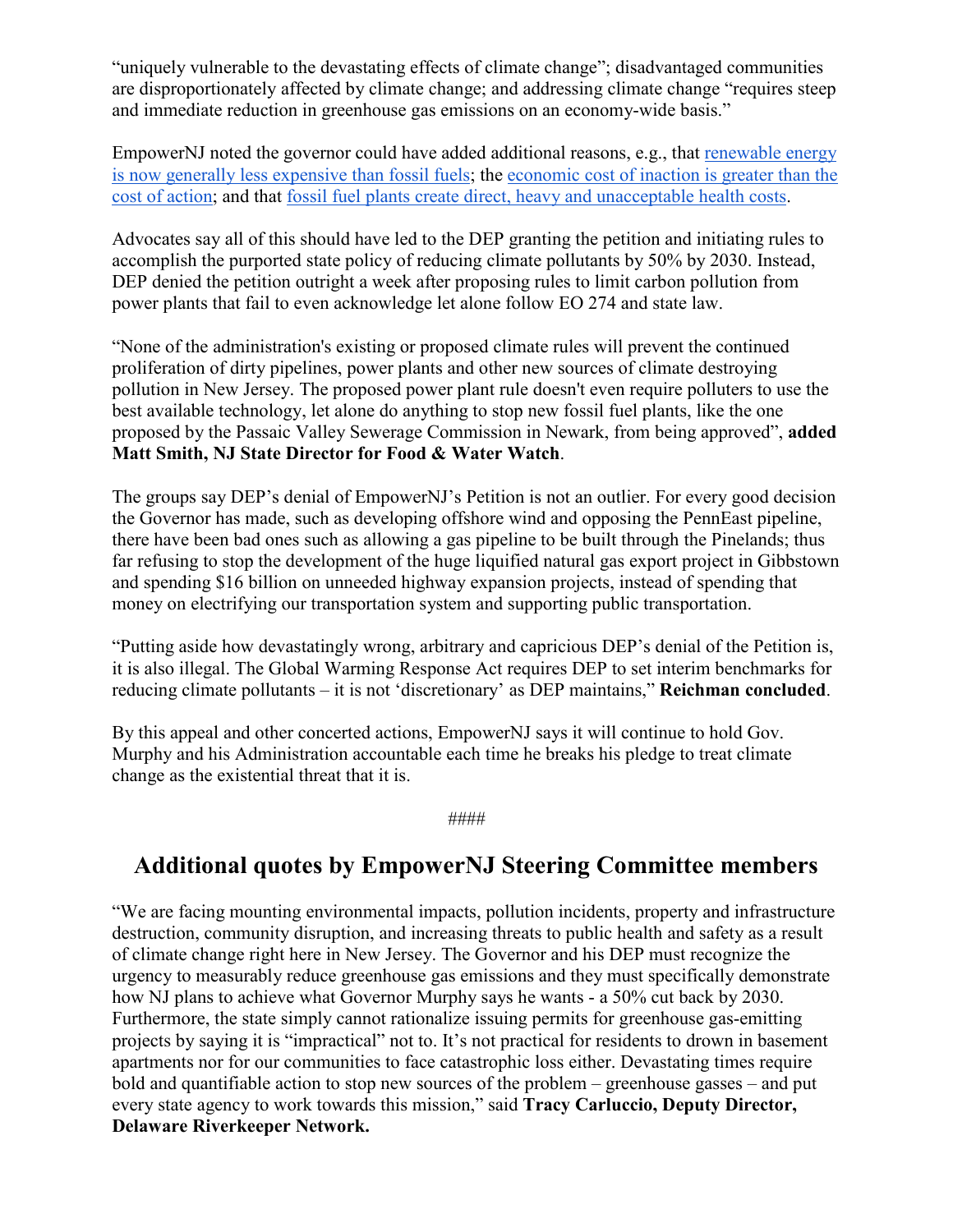"uniquely vulnerable to the devastating effects of climate change"; disadvantaged communities are disproportionately affected by climate change; and addressing climate change "requires steep and immediate reduction in greenhouse gas emissions on an economy-wide basis."

EmpowerNJ noted the governor could have added additional reasons, e.g., that renewable energy is now generally less expensive than fossil fuels; the economic cost of inaction is greater than the cost of action; and that fossil fuel plants create direct, heavy and unacceptable health costs.

Advocates say all of this should have led to the DEP granting the petition and initiating rules to accomplish the purported state policy of reducing climate pollutants by 50% by 2030. Instead, DEP denied the petition outright a week after proposing rules to limit carbon pollution from power plants that fail to even acknowledge let alone follow EO 274 and state law.

"None of the administration's existing or proposed climate rules will prevent the continued proliferation of dirty pipelines, power plants and other new sources of climate destroying pollution in New Jersey. The proposed power plant rule doesn't even require polluters to use the best available technology, let alone do anything to stop new fossil fuel plants, like the one proposed by the Passaic Valley Sewerage Commission in Newark, from being approved", **added Matt Smith, NJ State Director for Food & Water Watch**.

The groups say DEP's denial of EmpowerNJ's Petition is not an outlier. For every good decision the Governor has made, such as developing offshore wind and opposing the PennEast pipeline, there have been bad ones such as allowing a gas pipeline to be built through the Pinelands; thus far refusing to stop the development of the huge liquified natural gas export project in Gibbstown and spending $16 billion on unneeded highway expansion projects, instead of spending that money on electrifying our transportation system and supporting public transportation.

"Putting aside how devastatingly wrong, arbitrary and capricious DEP's denial of the Petition is, it is also illegal. The Global Warming Response Act requires DEP to set interim benchmarks for reducing climate pollutants – it is not 'discretionary' as DEP maintains," **Reichman concluded**.

By this appeal and other concerted actions, EmpowerNJ says it will continue to hold Gov. Murphy and his Administration accountable each time he breaks his pledge to treat climate change as the existential threat that it is.

####

## Additional quotes by EmpowerNJ Steering Committee members

"We are facing mounting environmental impacts, pollution incidents, property and infrastructure destruction, community disruption, and increasing threats to public health and safety as a result of climate change right here in New Jersey. The Governor and his DEP must recognize the urgency to measurably reduce greenhouse gas emissions and they must specifically demonstrate how NJ plans to achieve what Governor Murphy says he wants - a 50% cut back by 2030. Furthermore, the state simply cannot rationalize issuing permits for greenhouse gas-emitting projects by saying it is "impractical" not to. It's not practical for residents to drown in basement apartments nor for our communities to face catastrophic loss either. Devastating times require bold and quantifiable action to stop new sources of the problem – greenhouse gasses – and put every state agency to work towards this mission," said **Tracy Carluccio, Deputy Director, Delaware Riverkeeper Network.**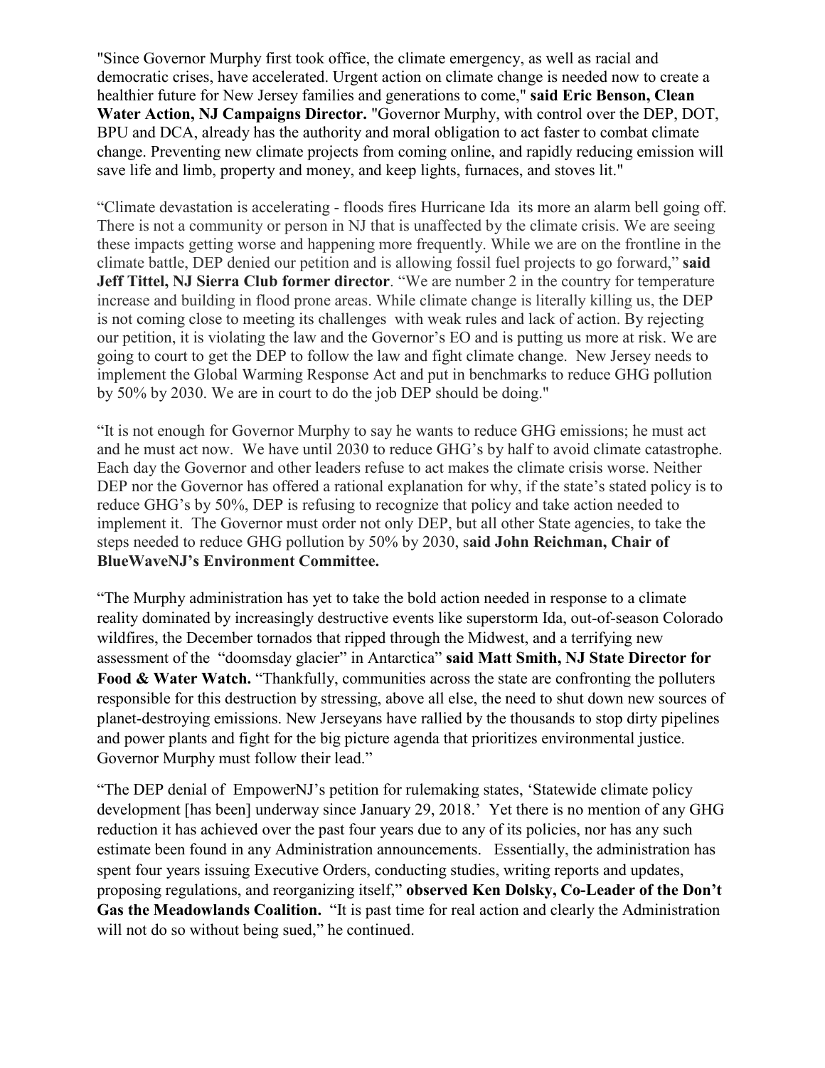"Since Governor Murphy first took office, the climate emergency, as well as racial and democratic crises, have accelerated. Urgent action on climate change is needed now to create a healthier future for New Jersey families and generations to come," **said Eric Benson, Clean Water Action, NJ Campaigns Director.** "Governor Murphy, with control over the DEP, DOT, BPU and DCA, already has the authority and moral obligation to act faster to combat climate change. Preventing new climate projects from coming online, and rapidly reducing emission will save life and limb, property and money, and keep lights, furnaces, and stoves lit."

"Climate devastation is accelerating - floods fires Hurricane Ida its more an alarm bell going off. There is not a community or person in NJ that is unaffected by the climate crisis. We are seeing these impacts getting worse and happening more frequently. While we are on the frontline in the climate battle, DEP denied our petition and is allowing fossil fuel projects to go forward," **said Jeff Tittel, NJ Sierra Club former director**. "We are number 2 in the country for temperature increase and building in flood prone areas. While climate change is literally killing us, the DEP is not coming close to meeting its challenges with weak rules and lack of action. By rejecting our petition, it is violating the law and the Governor's EO and is putting us more at risk. We are going to court to get the DEP to follow the law and fight climate change. New Jersey needs to implement the Global Warming Response Act and put in benchmarks to reduce GHG pollution by 50% by 2030. We are in court to do the job DEP should be doing."

"It is not enough for Governor Murphy to say he wants to reduce GHG emissions; he must act and he must act now. We have until 2030 to reduce GHG's by half to avoid climate catastrophe. Each day the Governor and other leaders refuse to act makes the climate crisis worse. Neither DEP nor the Governor has offered a rational explanation for why, if the state's stated policy is to reduce GHG's by 50%, DEP is refusing to recognize that policy and take action needed to implement it. The Governor must order not only DEP, but all other State agencies, to take the steps needed to reduce GHG pollution by 50% by 2030, s**aid John Reichman, Chair of BlueWaveNJ's Environment Committee.**

"The Murphy administration has yet to take the bold action needed in response to a climate reality dominated by increasingly destructive events like superstorm Ida, out-of-season Colorado wildfires, the December tornados that ripped through the Midwest, and a terrifying new assessment of the "doomsday glacier" in Antarctica" **said Matt Smith, NJ State Director for Food & Water Watch.** "Thankfully, communities across the state are confronting the polluters responsible for this destruction by stressing, above all else, the need to shut down new sources of planet-destroying emissions. New Jerseyans have rallied by the thousands to stop dirty pipelines and power plants and fight for the big picture agenda that prioritizes environmental justice. Governor Murphy must follow their lead."

"The DEP denial of EmpowerNJ's petition for rulemaking states, 'Statewide climate policy development [has been] underway since January 29, 2018.' Yet there is no mention of any GHG reduction it has achieved over the past four years due to any of its policies, nor has any such estimate been found in any Administration announcements. Essentially, the administration has spent four years issuing Executive Orders, conducting studies, writing reports and updates, proposing regulations, and reorganizing itself," **observed Ken Dolsky, Co-Leader of the Don't Gas the Meadowlands Coalition.** "It is past time for real action and clearly the Administration will not do so without being sued," he continued.